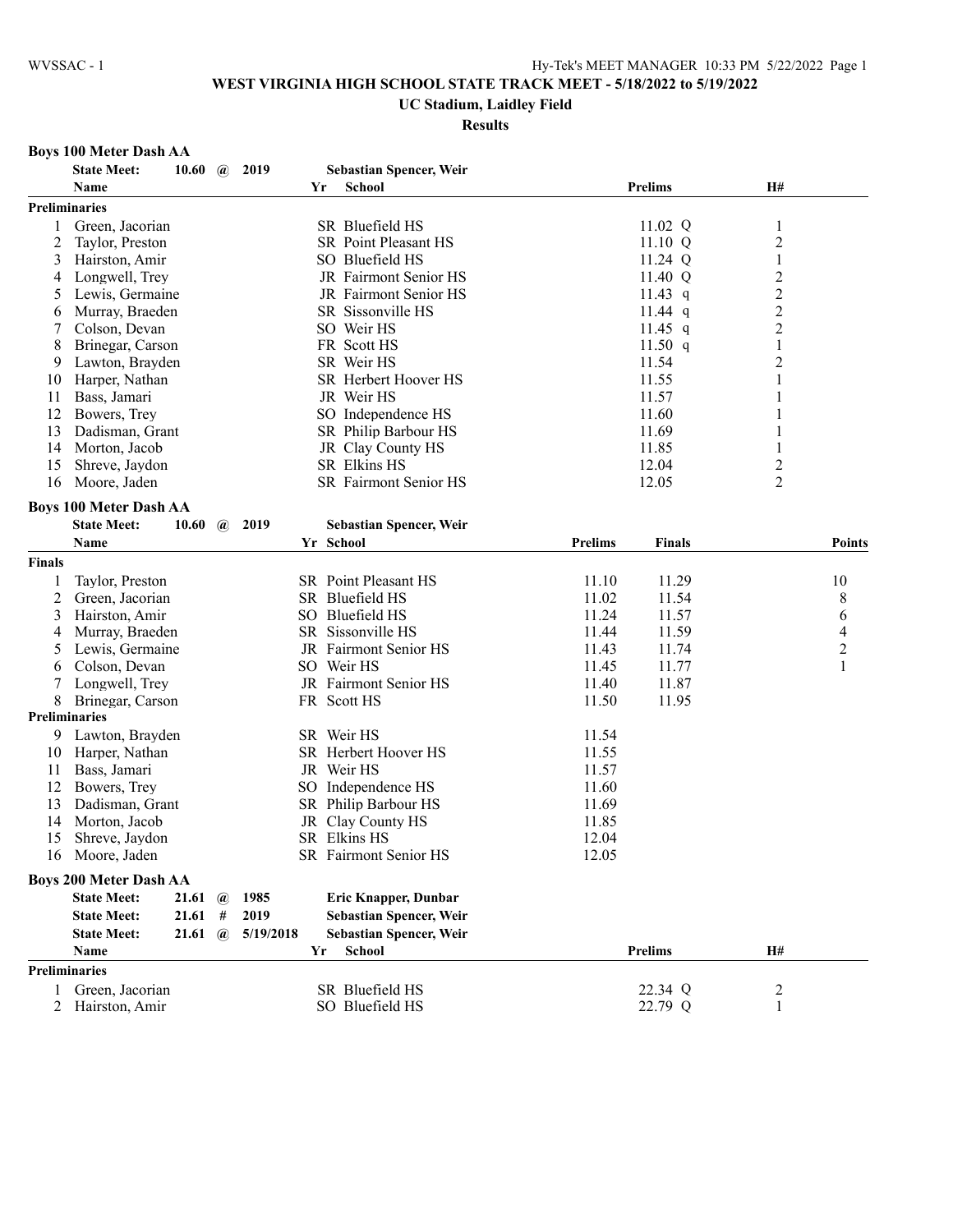# WEST VIRGINIA HIGH SCHOOL STATE TRACK MEET - 5/18/2022 to 5/19/2022

## UC Stadium, Laidley Field

### Results

**Boys 100 Meter Dash AA**

**State Meet:** 10.60 @ 2019 **Sebastian Spencer, Weir**

| | Name | Yr | School | Prelims | | H# |
|---|---|---|---|---|---|---|
| **Preliminaries** | | | | | | |
| 1 | Green, Jacorian | SR | Bluefield HS | 11.02 | Q | 1 |
| 2 | Taylor, Preston | SR | Point Pleasant HS | 11.10 | Q | 2 |
| 3 | Hairston, Amir | SO | Bluefield HS | 11.24 | Q | 1 |
| 4 | Longwell, Trey | JR | Fairmont Senior HS | 11.40 | Q | 2 |
| 5 | Lewis, Germaine | JR | Fairmont Senior HS | 11.43 | q | 2 |
| 6 | Murray, Braeden | SR | Sissonville HS | 11.44 | q | 2 |
| 7 | Colson, Devan | SO | Weir HS | 11.45 | q | 2 |
| 8 | Brinegar, Carson | FR | Scott HS | 11.50 | q | 1 |
| 9 | Lawton, Brayden | SR | Weir HS | 11.54 | | 2 |
| 10 | Harper, Nathan | SR | Herbert Hoover HS | 11.55 | | 1 |
| 11 | Bass, Jamari | JR | Weir HS | 11.57 | | 1 |
| 12 | Bowers, Trey | SO | Independence HS | 11.60 | | 1 |
| 13 | Dadisman, Grant | SR | Philip Barbour HS | 11.69 | | 1 |
| 14 | Morton, Jacob | JR | Clay County HS | 11.85 | | 1 |
| 15 | Shreve, Jaydon | SR | Elkins HS | 12.04 | | 2 |
| 16 | Moore, Jaden | SR | Fairmont Senior HS | 12.05 | | 2 |

**Boys 100 Meter Dash AA**

**State Meet:** 10.60 @ 2019 **Sebastian Spencer, Weir**

| | Name | Yr | School | Prelims | Finals | Points |
|---|---|---|---|---|---|---|
| **Finals** | | | | | | |
| 1 | Taylor, Preston | SR | Point Pleasant HS | 11.10 | 11.29 | 10 |
| 2 | Green, Jacorian | SR | Bluefield HS | 11.02 | 11.54 | 8 |
| 3 | Hairston, Amir | SO | Bluefield HS | 11.24 | 11.57 | 6 |
| 4 | Murray, Braeden | SR | Sissonville HS | 11.44 | 11.59 | 4 |
| 5 | Lewis, Germaine | JR | Fairmont Senior HS | 11.43 | 11.74 | 2 |
| 6 | Colson, Devan | SO | Weir HS | 11.45 | 11.77 | 1 |
| 7 | Longwell, Trey | JR | Fairmont Senior HS | 11.40 | 11.87 | |
| 8 | Brinegar, Carson | FR | Scott HS | 11.50 | 11.95 | |
| **Preliminaries** | | | | | | |
| 9 | Lawton, Brayden | SR | Weir HS | 11.54 | | |
| 10 | Harper, Nathan | SR | Herbert Hoover HS | 11.55 | | |
| 11 | Bass, Jamari | JR | Weir HS | 11.57 | | |
| 12 | Bowers, Trey | SO | Independence HS | 11.60 | | |
| 13 | Dadisman, Grant | SR | Philip Barbour HS | 11.69 | | |
| 14 | Morton, Jacob | JR | Clay County HS | 11.85 | | |
| 15 | Shreve, Jaydon | SR | Elkins HS | 12.04 | | |
| 16 | Moore, Jaden | SR | Fairmont Senior HS | 12.05 | | |

**Boys 200 Meter Dash AA**

**State Meet:** 21.61 @ 1985 **Eric Knapper, Dunbar**
**State Meet:** 21.61 # 2019 **Sebastian Spencer, Weir**
**State Meet:** 21.61 @ 5/19/2018 **Sebastian Spencer, Weir**

| | Name | Yr | School | Prelims | | H# |
|---|---|---|---|---|---|---|
| **Preliminaries** | | | | | | |
| 1 | Green, Jacorian | SR | Bluefield HS | 22.34 | Q | 2 |
| 2 | Hairston, Amir | SO | Bluefield HS | 22.79 | Q | 1 |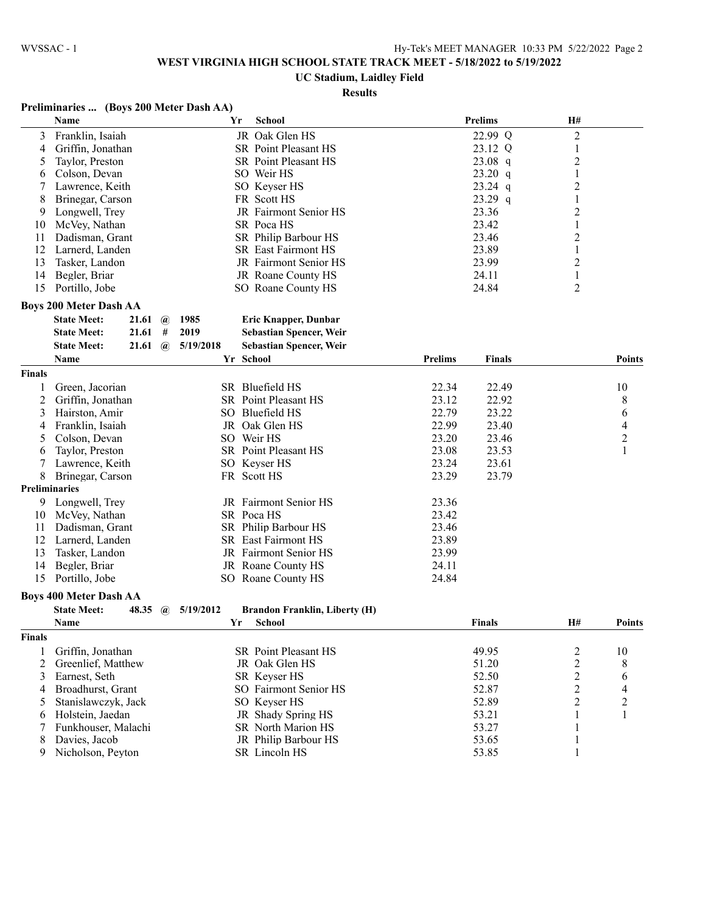# WEST VIRGINIA HIGH SCHOOL STATE TRACK MEET - 5/18/2022 to 5/19/2022

## UC Stadium, Laidley Field

### Results

**Preliminaries ... (Boys 200 Meter Dash AA)**

| | Name | Yr | School | Prelims | | H# |
|---|---|---|---|---|---|---|
| 3 | Franklin, Isaiah | JR | Oak Glen HS | 22.99 | Q | 2 |
| 4 | Griffin, Jonathan | SR | Point Pleasant HS | 23.12 | Q | 1 |
| 5 | Taylor, Preston | SR | Point Pleasant HS | 23.08 | q | 2 |
| 6 | Colson, Devan | SO | Weir HS | 23.20 | q | 1 |
| 7 | Lawrence, Keith | SO | Keyser HS | 23.24 | q | 2 |
| 8 | Brinegar, Carson | FR | Scott HS | 23.29 | q | 1 |
| 9 | Longwell, Trey | JR | Fairmont Senior HS | 23.36 | | 2 |
| 10 | McVey, Nathan | SR | Poca HS | 23.42 | | 1 |
| 11 | Dadisman, Grant | SR | Philip Barbour HS | 23.46 | | 2 |
| 12 | Larnerd, Landen | SR | East Fairmont HS | 23.89 | | 1 |
| 13 | Tasker, Landon | JR | Fairmont Senior HS | 23.99 | | 2 |
| 14 | Begler, Briar | JR | Roane County HS | 24.11 | | 1 |
| 15 | Portillo, Jobe | SO | Roane County HS | 24.84 | | 2 |

**Boys 200 Meter Dash AA**

| | | | | |
|---|---|---|---|---|
| State Meet: | 21.61 | @ | 1985 | Eric Knapper, Dunbar |
| State Meet: | 21.61 | # | 2019 | Sebastian Spencer, Weir |
| State Meet: | 21.61 | @ | 5/19/2018 | Sebastian Spencer, Weir |

| | Name | Yr | School | Prelims | Finals | Points |
|---|---|---|---|---|---|---|
| **Finals** | | | | | | |
| 1 | Green, Jacorian | SR | Bluefield HS | 22.34 | 22.49 | 10 |
| 2 | Griffin, Jonathan | SR | Point Pleasant HS | 23.12 | 22.92 | 8 |
| 3 | Hairston, Amir | SO | Bluefield HS | 22.79 | 23.22 | 6 |
| 4 | Franklin, Isaiah | JR | Oak Glen HS | 22.99 | 23.40 | 4 |
| 5 | Colson, Devan | SO | Weir HS | 23.20 | 23.46 | 2 |
| 6 | Taylor, Preston | SR | Point Pleasant HS | 23.08 | 23.53 | 1 |
| 7 | Lawrence, Keith | SO | Keyser HS | 23.24 | 23.61 | |
| 8 | Brinegar, Carson | FR | Scott HS | 23.29 | 23.79 | |
| **Preliminaries** | | | | | | |
| 9 | Longwell, Trey | JR | Fairmont Senior HS | 23.36 | | |
| 10 | McVey, Nathan | SR | Poca HS | 23.42 | | |
| 11 | Dadisman, Grant | SR | Philip Barbour HS | 23.46 | | |
| 12 | Larnerd, Landen | SR | East Fairmont HS | 23.89 | | |
| 13 | Tasker, Landon | JR | Fairmont Senior HS | 23.99 | | |
| 14 | Begler, Briar | JR | Roane County HS | 24.11 | | |
| 15 | Portillo, Jobe | SO | Roane County HS | 24.84 | | |

**Boys 400 Meter Dash AA**

| | | | | |
|---|---|---|---|---|
| State Meet: | 48.35 | @ | 5/19/2012 | Brandon Franklin, Liberty (H) |

| | Name | Yr | School | Finals | H# | Points |
|---|---|---|---|---|---|---|
| **Finals** | | | | | | |
| 1 | Griffin, Jonathan | SR | Point Pleasant HS | 49.95 | 2 | 10 |
| 2 | Greenlief, Matthew | JR | Oak Glen HS | 51.20 | 2 | 8 |
| 3 | Earnest, Seth | SR | Keyser HS | 52.50 | 2 | 6 |
| 4 | Broadhurst, Grant | SO | Fairmont Senior HS | 52.87 | 2 | 4 |
| 5 | Stanislawczyk, Jack | SO | Keyser HS | 52.89 | 2 | 2 |
| 6 | Holstein, Jaedan | JR | Shady Spring HS | 53.21 | 1 | 1 |
| 7 | Funkhouser, Malachi | SR | North Marion HS | 53.27 | 1 | |
| 8 | Davies, Jacob | JR | Philip Barbour HS | 53.65 | 1 | |
| 9 | Nicholson, Peyton | SR | Lincoln HS | 53.85 | 1 | |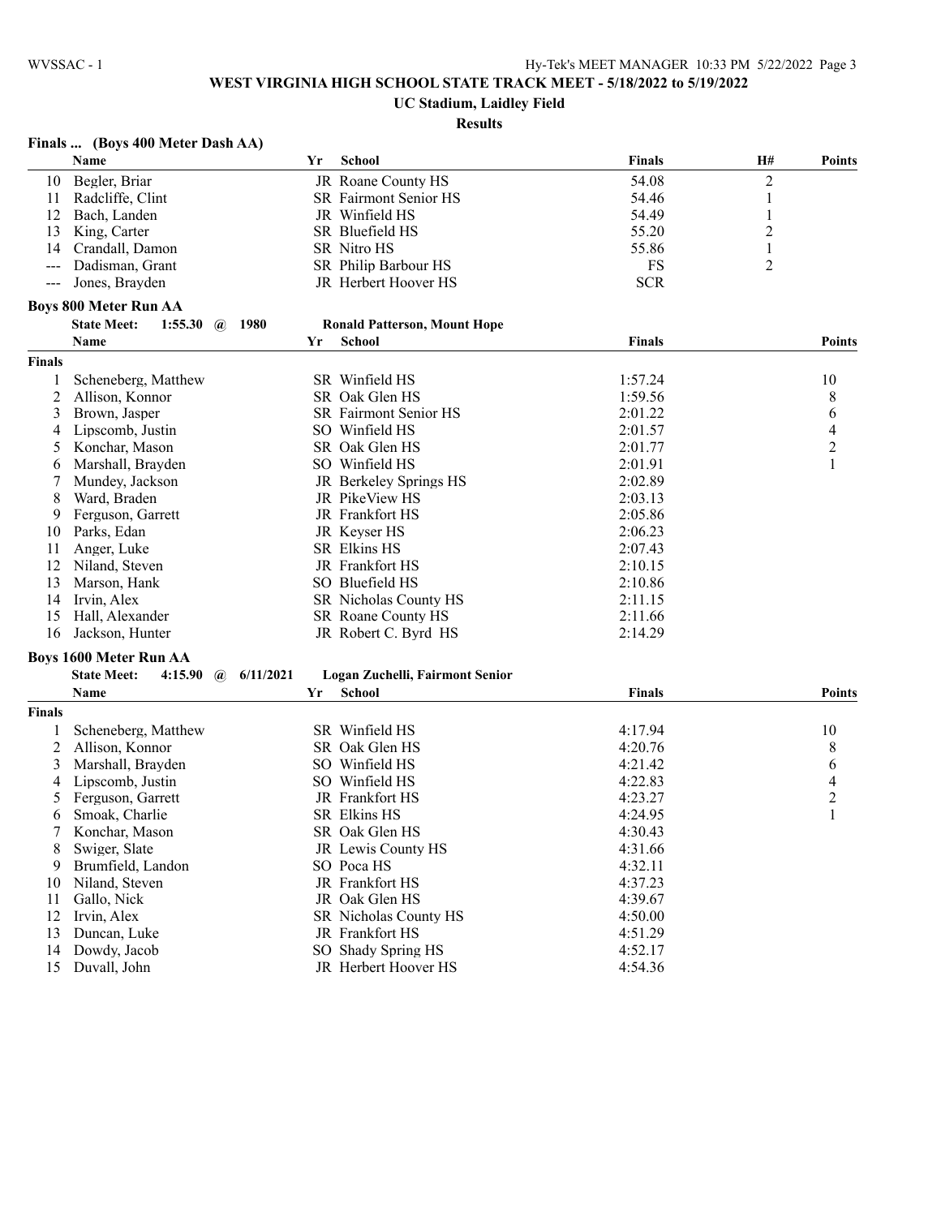# WEST VIRGINIA HIGH SCHOOL STATE TRACK MEET - 5/18/2022 to 5/19/2022

## UC Stadium, Laidley Field

### Results

### Finals ... (Boys 400 Meter Dash AA)

|  | Name | Yr | School | Finals | H# | Points |
|---|---|---|---|---|---|---|
| 10 | Begler, Briar | JR | Roane County HS | 54.08 | 2 | |
| 11 | Radcliffe, Clint | SR | Fairmont Senior HS | 54.46 | 1 | |
| 12 | Bach, Landen | JR | Winfield HS | 54.49 | 1 | |
| 13 | King, Carter | SR | Bluefield HS | 55.20 | 2 | |
| 14 | Crandall, Damon | SR | Nitro HS | 55.86 | 1 | |
| --- | Dadisman, Grant | SR | Philip Barbour HS | FS | 2 | |
| --- | Jones, Brayden | JR | Herbert Hoover HS | SCR | | |

### Boys 800 Meter Run AA

State Meet: 1:55.30 @ 1980 Ronald Patterson, Mount Hope

|  | Name | Yr | School | Finals | Points |
|---|---|---|---|---|---|
| **Finals** | | | | | |
| 1 | Scheneberg, Matthew | SR | Winfield HS | 1:57.24 | 10 |
| 2 | Allison, Konnor | SR | Oak Glen HS | 1:59.56 | 8 |
| 3 | Brown, Jasper | SR | Fairmont Senior HS | 2:01.22 | 6 |
| 4 | Lipscomb, Justin | SO | Winfield HS | 2:01.57 | 4 |
| 5 | Konchar, Mason | SR | Oak Glen HS | 2:01.77 | 2 |
| 6 | Marshall, Brayden | SO | Winfield HS | 2:01.91 | 1 |
| 7 | Mundey, Jackson | JR | Berkeley Springs HS | 2:02.89 | |
| 8 | Ward, Braden | JR | PikeView HS | 2:03.13 | |
| 9 | Ferguson, Garrett | JR | Frankfort HS | 2:05.86 | |
| 10 | Parks, Edan | JR | Keyser HS | 2:06.23 | |
| 11 | Anger, Luke | SR | Elkins HS | 2:07.43 | |
| 12 | Niland, Steven | JR | Frankfort HS | 2:10.15 | |
| 13 | Marson, Hank | SO | Bluefield HS | 2:10.86 | |
| 14 | Irvin, Alex | SR | Nicholas County HS | 2:11.15 | |
| 15 | Hall, Alexander | SR | Roane County HS | 2:11.66 | |
| 16 | Jackson, Hunter | JR | Robert C. Byrd HS | 2:14.29 | |

### Boys 1600 Meter Run AA

State Meet: 4:15.90 @ 6/11/2021 Logan Zuchelli, Fairmont Senior

|  | Name | Yr | School | Finals | Points |
|---|---|---|---|---|---|
| **Finals** | | | | | |
| 1 | Scheneberg, Matthew | SR | Winfield HS | 4:17.94 | 10 |
| 2 | Allison, Konnor | SR | Oak Glen HS | 4:20.76 | 8 |
| 3 | Marshall, Brayden | SO | Winfield HS | 4:21.42 | 6 |
| 4 | Lipscomb, Justin | SO | Winfield HS | 4:22.83 | 4 |
| 5 | Ferguson, Garrett | JR | Frankfort HS | 4:23.27 | 2 |
| 6 | Smoak, Charlie | SR | Elkins HS | 4:24.95 | 1 |
| 7 | Konchar, Mason | SR | Oak Glen HS | 4:30.43 | |
| 8 | Swiger, Slate | JR | Lewis County HS | 4:31.66 | |
| 9 | Brumfield, Landon | SO | Poca HS | 4:32.11 | |
| 10 | Niland, Steven | JR | Frankfort HS | 4:37.23 | |
| 11 | Gallo, Nick | JR | Oak Glen HS | 4:39.67 | |
| 12 | Irvin, Alex | SR | Nicholas County HS | 4:50.00 | |
| 13 | Duncan, Luke | JR | Frankfort HS | 4:51.29 | |
| 14 | Dowdy, Jacob | SO | Shady Spring HS | 4:52.17 | |
| 15 | Duvall, John | JR | Herbert Hoover HS | 4:54.36 | |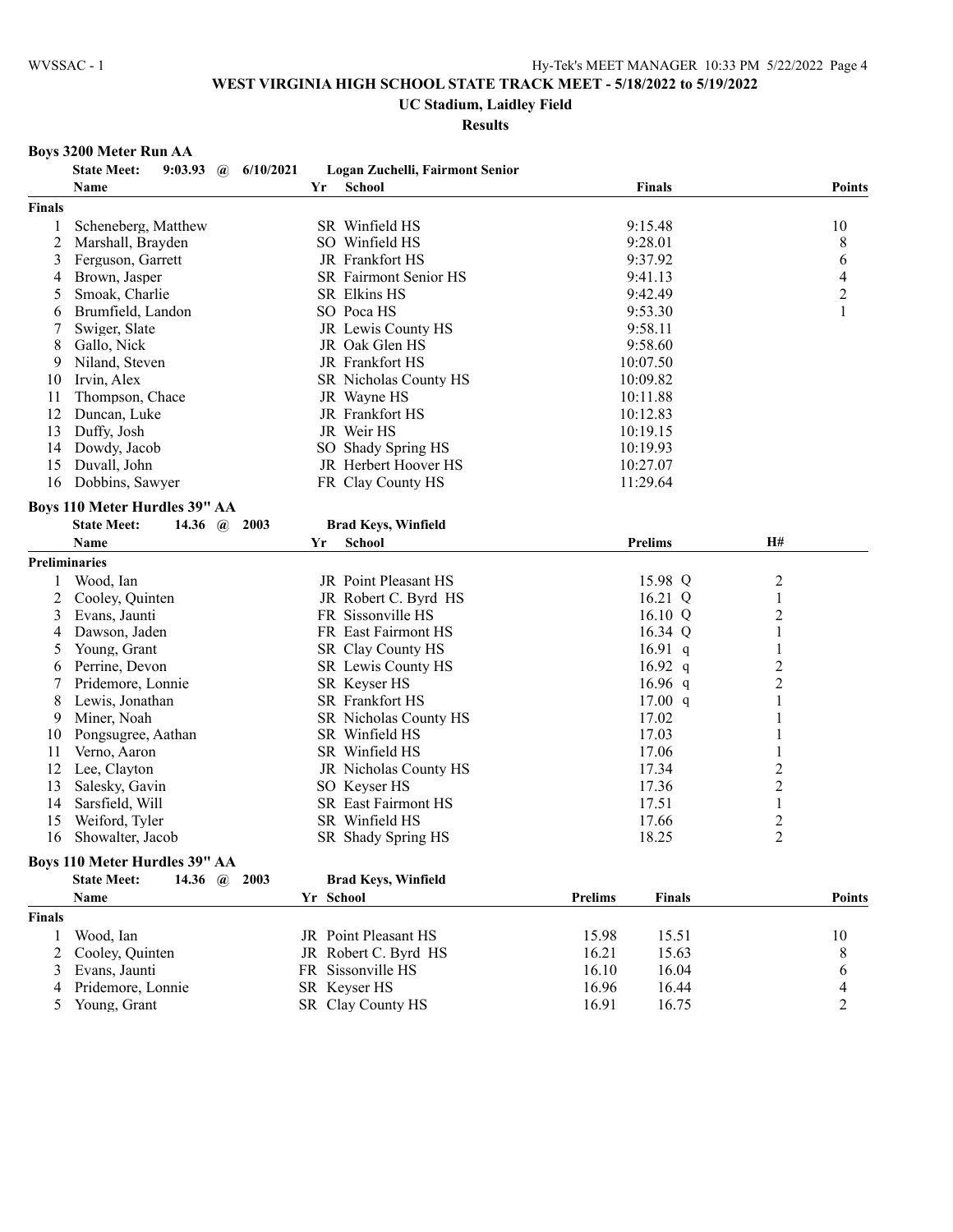# WEST VIRGINIA HIGH SCHOOL STATE TRACK MEET - 5/18/2022 to 5/19/2022

## UC Stadium, Laidley Field

### Results

**Boys 3200 Meter Run AA**

State Meet: 9:03.93 @ 6/10/2021 Logan Zuchelli, Fairmont Senior

| | Name | Yr | School | Finals | Points |
|---|---|---|---|---|---|
| **Finals** | | | | | |
| 1 | Scheneberg, Matthew | SR | Winfield HS | 9:15.48 | 10 |
| 2 | Marshall, Brayden | SO | Winfield HS | 9:28.01 | 8 |
| 3 | Ferguson, Garrett | JR | Frankfort HS | 9:37.92 | 6 |
| 4 | Brown, Jasper | SR | Fairmont Senior HS | 9:41.13 | 4 |
| 5 | Smoak, Charlie | SR | Elkins HS | 9:42.49 | 2 |
| 6 | Brumfield, Landon | SO | Poca HS | 9:53.30 | 1 |
| 7 | Swiger, Slate | JR | Lewis County HS | 9:58.11 | |
| 8 | Gallo, Nick | JR | Oak Glen HS | 9:58.60 | |
| 9 | Niland, Steven | JR | Frankfort HS | 10:07.50 | |
| 10 | Irvin, Alex | SR | Nicholas County HS | 10:09.82 | |
| 11 | Thompson, Chace | JR | Wayne HS | 10:11.88 | |
| 12 | Duncan, Luke | JR | Frankfort HS | 10:12.83 | |
| 13 | Duffy, Josh | JR | Weir HS | 10:19.15 | |
| 14 | Dowdy, Jacob | SO | Shady Spring HS | 10:19.93 | |
| 15 | Duvall, John | JR | Herbert Hoover HS | 10:27.07 | |
| 16 | Dobbins, Sawyer | FR | Clay County HS | 11:29.64 | |

**Boys 110 Meter Hurdles 39" AA**

State Meet: 14.36 @ 2003 Brad Keys, Winfield

| | Name | Yr | School | Prelims | H# |
|---|---|---|---|---|---|
| **Preliminaries** | | | | | |
| 1 | Wood, Ian | JR | Point Pleasant HS | 15.98 Q | 2 |
| 2 | Cooley, Quinten | JR | Robert C. Byrd HS | 16.21 Q | 1 |
| 3 | Evans, Jaunti | FR | Sissonville HS | 16.10 Q | 2 |
| 4 | Dawson, Jaden | FR | East Fairmont HS | 16.34 Q | 1 |
| 5 | Young, Grant | SR | Clay County HS | 16.91 q | 1 |
| 6 | Perrine, Devon | SR | Lewis County HS | 16.92 q | 2 |
| 7 | Pridemore, Lonnie | SR | Keyser HS | 16.96 q | 2 |
| 8 | Lewis, Jonathan | SR | Frankfort HS | 17.00 q | 1 |
| 9 | Miner, Noah | SR | Nicholas County HS | 17.02 | 1 |
| 10 | Pongsugree, Aathan | SR | Winfield HS | 17.03 | 1 |
| 11 | Verno, Aaron | SR | Winfield HS | 17.06 | 1 |
| 12 | Lee, Clayton | JR | Nicholas County HS | 17.34 | 2 |
| 13 | Salesky, Gavin | SO | Keyser HS | 17.36 | 2 |
| 14 | Sarsfield, Will | SR | East Fairmont HS | 17.51 | 1 |
| 15 | Weiford, Tyler | SR | Winfield HS | 17.66 | 2 |
| 16 | Showalter, Jacob | SR | Shady Spring HS | 18.25 | 2 |

**Boys 110 Meter Hurdles 39" AA**

State Meet: 14.36 @ 2003 Brad Keys, Winfield

| | Name | Yr | School | Prelims | Finals | Points |
|---|---|---|---|---|---|---|
| **Finals** | | | | | | |
| 1 | Wood, Ian | JR | Point Pleasant HS | 15.98 | 15.51 | 10 |
| 2 | Cooley, Quinten | JR | Robert C. Byrd HS | 16.21 | 15.63 | 8 |
| 3 | Evans, Jaunti | FR | Sissonville HS | 16.10 | 16.04 | 6 |
| 4 | Pridemore, Lonnie | SR | Keyser HS | 16.96 | 16.44 | 4 |
| 5 | Young, Grant | SR | Clay County HS | 16.91 | 16.75 | 2 |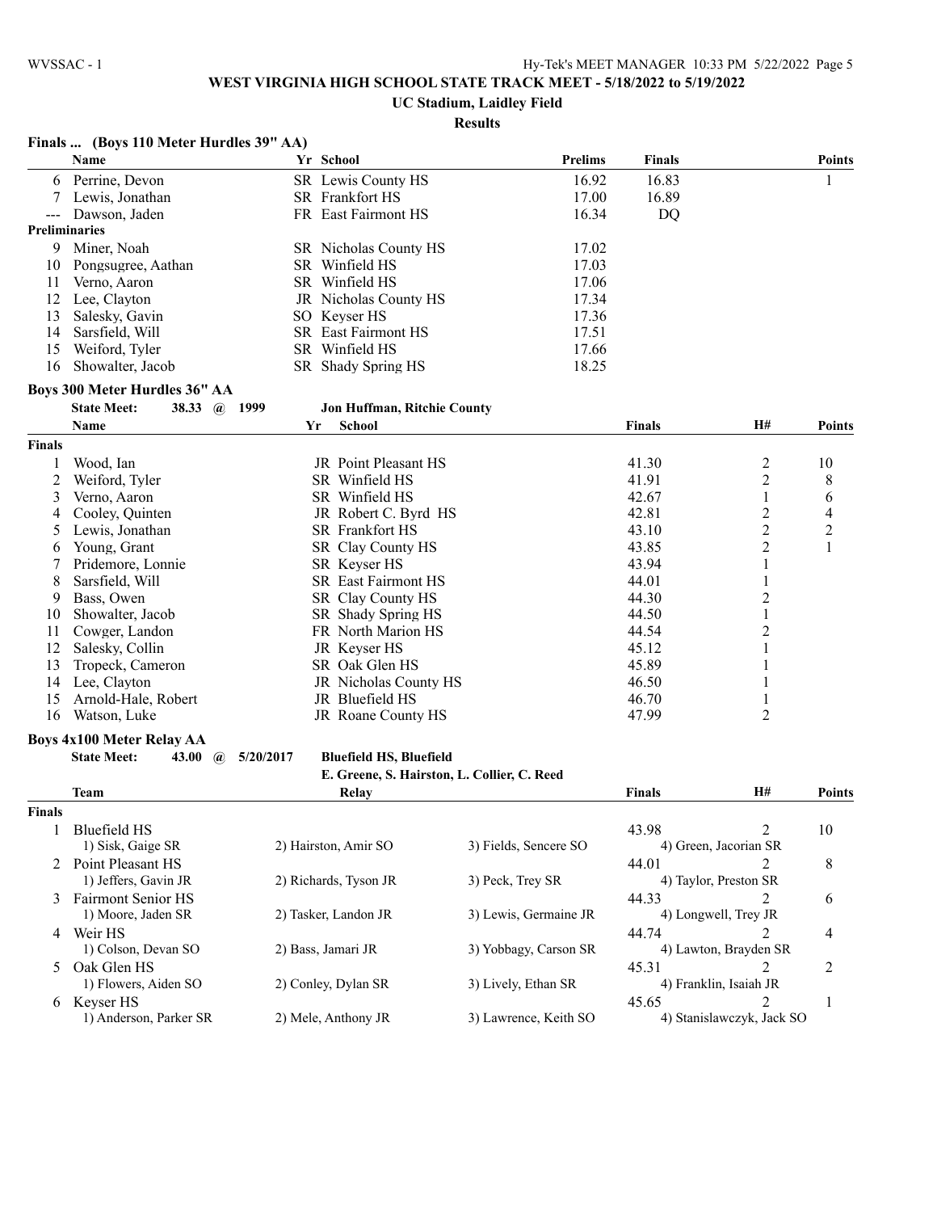**WEST VIRGINIA HIGH SCHOOL STATE TRACK MEET - 5/18/2022 to 5/19/2022**

**UC Stadium, Laidley Field**

**Results**

### Finals ... (Boys 110 Meter Hurdles 39" AA)

| | Name | Yr | School | Prelims | Finals | Points |
|---|---|---|---|---|---|---|
| 6 | Perrine, Devon | SR | Lewis County HS | 16.92 | 16.83 | 1 |
| 7 | Lewis, Jonathan | SR | Frankfort HS | 17.00 | 16.89 | |
| --- | Dawson, Jaden | FR | East Fairmont HS | 16.34 | DQ | |
| **Preliminaries** | | | | | | |
| 9 | Miner, Noah | SR | Nicholas County HS | 17.02 | | |
| 10 | Pongsugree, Aathan | SR | Winfield HS | 17.03 | | |
| 11 | Verno, Aaron | SR | Winfield HS | 17.06 | | |
| 12 | Lee, Clayton | JR | Nicholas County HS | 17.34 | | |
| 13 | Salesky, Gavin | SO | Keyser HS | 17.36 | | |
| 14 | Sarsfield, Will | SR | East Fairmont HS | 17.51 | | |
| 15 | Weiford, Tyler | SR | Winfield HS | 17.66 | | |
| 16 | Showalter, Jacob | SR | Shady Spring HS | 18.25 | | |

### Boys 300 Meter Hurdles 36" AA

**State Meet:** 38.33 @ 1999 **Jon Huffman, Ritchie County**

| | Name | Yr | School | Finals | H# | Points |
|---|---|---|---|---|---|---|
| **Finals** | | | | | | |
| 1 | Wood, Ian | JR | Point Pleasant HS | 41.30 | 2 | 10 |
| 2 | Weiford, Tyler | SR | Winfield HS | 41.91 | 2 | 8 |
| 3 | Verno, Aaron | SR | Winfield HS | 42.67 | 1 | 6 |
| 4 | Cooley, Quinten | JR | Robert C. Byrd HS | 42.81 | 2 | 4 |
| 5 | Lewis, Jonathan | SR | Frankfort HS | 43.10 | 2 | 2 |
| 6 | Young, Grant | SR | Clay County HS | 43.85 | 2 | 1 |
| 7 | Pridemore, Lonnie | SR | Keyser HS | 43.94 | 1 | |
| 8 | Sarsfield, Will | SR | East Fairmont HS | 44.01 | 1 | |
| 9 | Bass, Owen | SR | Clay County HS | 44.30 | 2 | |
| 10 | Showalter, Jacob | SR | Shady Spring HS | 44.50 | 1 | |
| 11 | Cowger, Landon | FR | North Marion HS | 44.54 | 2 | |
| 12 | Salesky, Collin | JR | Keyser HS | 45.12 | 1 | |
| 13 | Tropeck, Cameron | SR | Oak Glen HS | 45.89 | 1 | |
| 14 | Lee, Clayton | JR | Nicholas County HS | 46.50 | 1 | |
| 15 | Arnold-Hale, Robert | JR | Bluefield HS | 46.70 | 1 | |
| 16 | Watson, Luke | JR | Roane County HS | 47.99 | 2 | |

### Boys 4x100 Meter Relay AA

**State Meet:** 43.00 @ 5/20/2017 **Bluefield HS, Bluefield**
E. Greene, S. Hairston, L. Collier, C. Reed

| | Team | Relay | | Finals | H# | Points |
|---|---|---|---|---|---|---|
| **Finals** | | | | | | |
| 1 | Bluefield HS | | | 43.98 | 2 | 10 |
| | 1) Sisk, Gaige SR | 2) Hairston, Amir SO | 3) Fields, Sencere SO | 4) Green, Jacorian SR | | |
| 2 | Point Pleasant HS | | | 44.01 | 2 | 8 |
| | 1) Jeffers, Gavin JR | 2) Richards, Tyson JR | 3) Peck, Trey SR | 4) Taylor, Preston SR | | |
| 3 | Fairmont Senior HS | | | 44.33 | 2 | 6 |
| | 1) Moore, Jaden SR | 2) Tasker, Landon JR | 3) Lewis, Germaine JR | 4) Longwell, Trey JR | | |
| 4 | Weir HS | | | 44.74 | 2 | 4 |
| | 1) Colson, Devan SO | 2) Bass, Jamari JR | 3) Yobbagy, Carson SR | 4) Lawton, Brayden SR | | |
| 5 | Oak Glen HS | | | 45.31 | 2 | 2 |
| | 1) Flowers, Aiden SO | 2) Conley, Dylan SR | 3) Lively, Ethan SR | 4) Franklin, Isaiah JR | | |
| 6 | Keyser HS | | | 45.65 | 2 | 1 |
| | 1) Anderson, Parker SR | 2) Mele, Anthony JR | 3) Lawrence, Keith SO | 4) Stanislawczyk, Jack SO | | |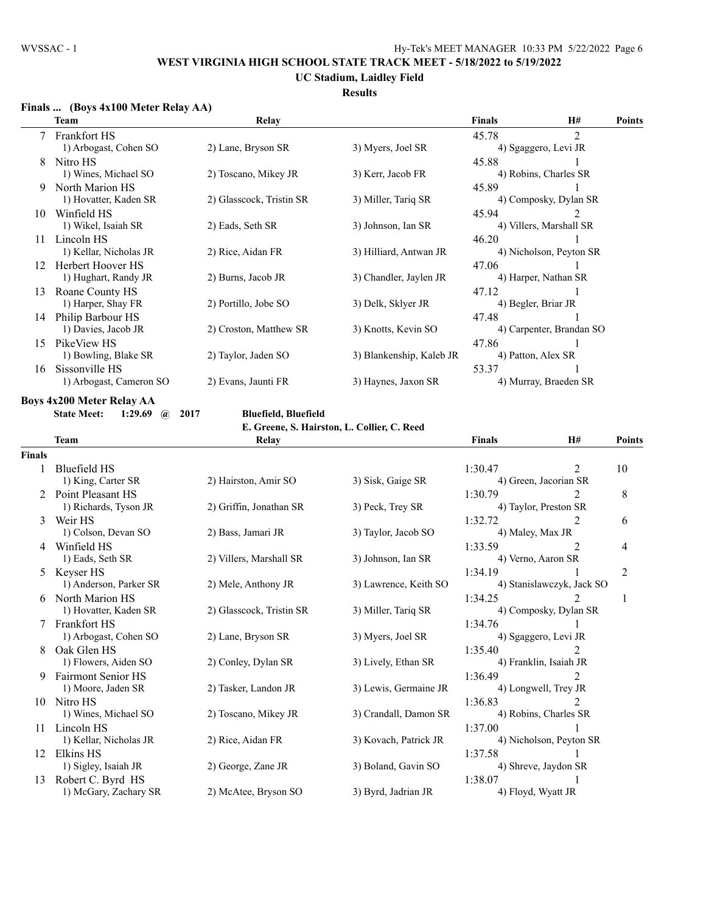# WEST VIRGINIA HIGH SCHOOL STATE TRACK MEET - 5/18/2022 to 5/19/2022

## UC Stadium, Laidley Field

### Results

**Finals ... (Boys 4x100 Meter Relay AA)**

| | Team | Relay | | Finals | H# | Points |
|---|---|---|---|---|---|---|
| 7 | Frankfort HS | | | 45.78 | 2 | |
| | 1) Arbogast, Cohen SO | 2) Lane, Bryson SR | 3) Myers, Joel SR | 4) Sgaggero, Levi JR | | |
| 8 | Nitro HS | | | 45.88 | 1 | |
| | 1) Wines, Michael SO | 2) Toscano, Mikey JR | 3) Kerr, Jacob FR | 4) Robins, Charles SR | | |
| 9 | North Marion HS | | | 45.89 | 1 | |
| | 1) Hovatter, Kaden SR | 2) Glasscock, Tristin SR | 3) Miller, Tariq SR | 4) Composky, Dylan SR | | |
| 10 | Winfield HS | | | 45.94 | 2 | |
| | 1) Wikel, Isaiah SR | 2) Eads, Seth SR | 3) Johnson, Ian SR | 4) Villers, Marshall SR | | |
| 11 | Lincoln HS | | | 46.20 | 1 | |
| | 1) Kellar, Nicholas JR | 2) Rice, Aidan FR | 3) Hilliard, Antwan JR | 4) Nicholson, Peyton SR | | |
| 12 | Herbert Hoover HS | | | 47.06 | 1 | |
| | 1) Hughart, Randy JR | 2) Burns, Jacob JR | 3) Chandler, Jaylen JR | 4) Harper, Nathan SR | | |
| 13 | Roane County HS | | | 47.12 | 1 | |
| | 1) Harper, Shay FR | 2) Portillo, Jobe SO | 3) Delk, Sklyer JR | 4) Begler, Briar JR | | |
| 14 | Philip Barbour HS | | | 47.48 | 1 | |
| | 1) Davies, Jacob JR | 2) Croston, Matthew SR | 3) Knotts, Kevin SO | 4) Carpenter, Brandan SO | | |
| 15 | PikeView HS | | | 47.86 | 1 | |
| | 1) Bowling, Blake SR | 2) Taylor, Jaden SO | 3) Blankenship, Kaleb JR | 4) Patton, Alex SR | | |
| 16 | Sissonville HS | | | 53.37 | 1 | |
| | 1) Arbogast, Cameron SO | 2) Evans, Jaunti FR | 3) Haynes, Jaxon SR | 4) Murray, Braeden SR | | |

**Boys 4x200 Meter Relay AA**

**State Meet: 1:29.69 @ 2017 Bluefield, Bluefield**
**E. Greene, S. Hairston, L. Collier, C. Reed**

| | Team | Relay | | Finals | H# | Points |
|---|---|---|---|---|---|---|
| **Finals** | | | | | | |
| 1 | Bluefield HS | | | 1:30.47 | 2 | 10 |
| | 1) King, Carter SR | 2) Hairston, Amir SO | 3) Sisk, Gaige SR | 4) Green, Jacorian SR | | |
| 2 | Point Pleasant HS | | | 1:30.79 | 2 | 8 |
| | 1) Richards, Tyson JR | 2) Griffin, Jonathan SR | 3) Peck, Trey SR | 4) Taylor, Preston SR | | |
| 3 | Weir HS | | | 1:32.72 | 2 | 6 |
| | 1) Colson, Devan SO | 2) Bass, Jamari JR | 3) Taylor, Jacob SO | 4) Maley, Max JR | | |
| 4 | Winfield HS | | | 1:33.59 | 2 | 4 |
| | 1) Eads, Seth SR | 2) Villers, Marshall SR | 3) Johnson, Ian SR | 4) Verno, Aaron SR | | |
| 5 | Keyser HS | | | 1:34.19 | 1 | 2 |
| | 1) Anderson, Parker SR | 2) Mele, Anthony JR | 3) Lawrence, Keith SO | 4) Stanislawczyk, Jack SO | | |
| 6 | North Marion HS | | | 1:34.25 | 2 | 1 |
| | 1) Hovatter, Kaden SR | 2) Glasscock, Tristin SR | 3) Miller, Tariq SR | 4) Composky, Dylan SR | | |
| 7 | Frankfort HS | | | 1:34.76 | 1 | |
| | 1) Arbogast, Cohen SO | 2) Lane, Bryson SR | 3) Myers, Joel SR | 4) Sgaggero, Levi JR | | |
| 8 | Oak Glen HS | | | 1:35.40 | 2 | |
| | 1) Flowers, Aiden SO | 2) Conley, Dylan SR | 3) Lively, Ethan SR | 4) Franklin, Isaiah JR | | |
| 9 | Fairmont Senior HS | | | 1:36.49 | 2 | |
| | 1) Moore, Jaden SR | 2) Tasker, Landon JR | 3) Lewis, Germaine JR | 4) Longwell, Trey JR | | |
| 10 | Nitro HS | | | 1:36.83 | 2 | |
| | 1) Wines, Michael SO | 2) Toscano, Mikey JR | 3) Crandall, Damon SR | 4) Robins, Charles SR | | |
| 11 | Lincoln HS | | | 1:37.00 | 1 | |
| | 1) Kellar, Nicholas JR | 2) Rice, Aidan FR | 3) Kovach, Patrick JR | 4) Nicholson, Peyton SR | | |
| 12 | Elkins HS | | | 1:37.58 | 1 | |
| | 1) Sigley, Isaiah JR | 2) George, Zane JR | 3) Boland, Gavin SO | 4) Shreve, Jaydon SR | | |
| 13 | Robert C. Byrd HS | | | 1:38.07 | 1 | |
| | 1) McGary, Zachary SR | 2) McAtee, Bryson SO | 3) Byrd, Jadrian JR | 4) Floyd, Wyatt JR | | |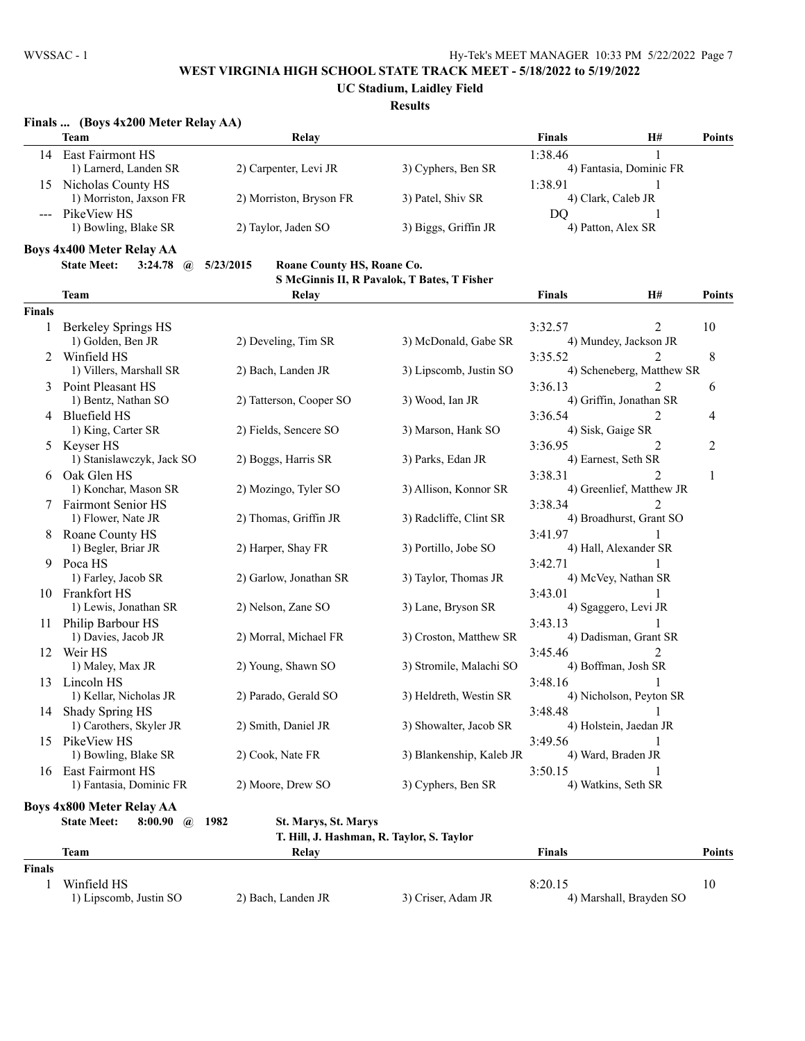## WEST VIRGINIA HIGH SCHOOL STATE TRACK MEET - 5/18/2022 to 5/19/2022

### UC Stadium, Laidley Field

### Results

**Finals ... (Boys 4x200 Meter Relay AA)**

| | Team | Relay | | Finals | H# | Points |
|---|---|---|---|---|---|---|
| 14 | East Fairmont HS | | | 1:38.46 | 1 | |
| | 1) Larnerd, Landen SR | 2) Carpenter, Levi JR | 3) Cyphers, Ben SR | 4) Fantasia, Dominic FR | | |
| 15 | Nicholas County HS | | | 1:38.91 | 1 | |
| | 1) Morriston, Jaxson FR | 2) Morriston, Bryson FR | 3) Patel, Shiv SR | 4) Clark, Caleb JR | | |
| --- | PikeView HS | | | DQ | 1 | |
| | 1) Bowling, Blake SR | 2) Taylor, Jaden SO | 3) Biggs, Griffin JR | 4) Patton, Alex SR | | |

**Boys 4x400 Meter Relay AA**

State Meet: 3:24.78 @ 5/23/2015 Roane County HS, Roane Co.
S McGinnis II, R Pavalok, T Bates, T Fisher

| | Team | Relay | | Finals | H# | Points |
|---|---|---|---|---|---|---|
| **Finals** | | | | | | |
| 1 | Berkeley Springs HS | | | 3:32.57 | 2 | 10 |
| | 1) Golden, Ben JR | 2) Develing, Tim SR | 3) McDonald, Gabe SR | 4) Mundey, Jackson JR | | |
| 2 | Winfield HS | | | 3:35.52 | 2 | 8 |
| | 1) Villers, Marshall SR | 2) Bach, Landen JR | 3) Lipscomb, Justin SO | 4) Scheneberg, Matthew SR | | |
| 3 | Point Pleasant HS | | | 3:36.13 | 2 | 6 |
| | 1) Bentz, Nathan SO | 2) Tatterson, Cooper SO | 3) Wood, Ian JR | 4) Griffin, Jonathan SR | | |
| 4 | Bluefield HS | | | 3:36.54 | 2 | 4 |
| | 1) King, Carter SR | 2) Fields, Sencere SO | 3) Marson, Hank SO | 4) Sisk, Gaige SR | | |
| 5 | Keyser HS | | | 3:36.95 | 2 | 2 |
| | 1) Stanislawczyk, Jack SO | 2) Boggs, Harris SR | 3) Parks, Edan JR | 4) Earnest, Seth SR | | |
| 6 | Oak Glen HS | | | 3:38.31 | 2 | 1 |
| | 1) Konchar, Mason SR | 2) Mozingo, Tyler SO | 3) Allison, Konnor SR | 4) Greenlief, Matthew JR | | |
| 7 | Fairmont Senior HS | | | 3:38.34 | 2 | |
| | 1) Flower, Nate JR | 2) Thomas, Griffin JR | 3) Radcliffe, Clint SR | 4) Broadhurst, Grant SO | | |
| 8 | Roane County HS | | | 3:41.97 | 1 | |
| | 1) Begler, Briar JR | 2) Harper, Shay FR | 3) Portillo, Jobe SO | 4) Hall, Alexander SR | | |
| 9 | Poca HS | | | 3:42.71 | 1 | |
| | 1) Farley, Jacob SR | 2) Garlow, Jonathan SR | 3) Taylor, Thomas JR | 4) McVey, Nathan SR | | |
| 10 | Frankfort HS | | | 3:43.01 | 1 | |
| | 1) Lewis, Jonathan SR | 2) Nelson, Zane SO | 3) Lane, Bryson SR | 4) Sgaggero, Levi JR | | |
| 11 | Philip Barbour HS | | | 3:43.13 | 1 | |
| | 1) Davies, Jacob JR | 2) Morral, Michael FR | 3) Croston, Matthew SR | 4) Dadisman, Grant SR | | |
| 12 | Weir HS | | | 3:45.46 | 2 | |
| | 1) Maley, Max JR | 2) Young, Shawn SO | 3) Stromile, Malachi SO | 4) Boffman, Josh SR | | |
| 13 | Lincoln HS | | | 3:48.16 | 1 | |
| | 1) Kellar, Nicholas JR | 2) Parado, Gerald SO | 3) Heldreth, Westin SR | 4) Nicholson, Peyton SR | | |
| 14 | Shady Spring HS | | | 3:48.48 | 1 | |
| | 1) Carothers, Skyler JR | 2) Smith, Daniel JR | 3) Showalter, Jacob SR | 4) Holstein, Jaedan JR | | |
| 15 | PikeView HS | | | 3:49.56 | 1 | |
| | 1) Bowling, Blake SR | 2) Cook, Nate FR | 3) Blankenship, Kaleb JR | 4) Ward, Braden JR | | |
| 16 | East Fairmont HS | | | 3:50.15 | 1 | |
| | 1) Fantasia, Dominic FR | 2) Moore, Drew SO | 3) Cyphers, Ben SR | 4) Watkins, Seth SR | | |

**Boys 4x800 Meter Relay AA**

State Meet: 8:00.90 @ 1982 St. Marys, St. Marys
T. Hill, J. Hashman, R. Taylor, S. Taylor

| | Team | Relay | | Finals | Points |
|---|---|---|---|---|---|
| **Finals** | | | | | |
| 1 | Winfield HS | | | 8:20.15 | 10 |
| | 1) Lipscomb, Justin SO | 2) Bach, Landen JR | 3) Criser, Adam JR | 4) Marshall, Brayden SO | |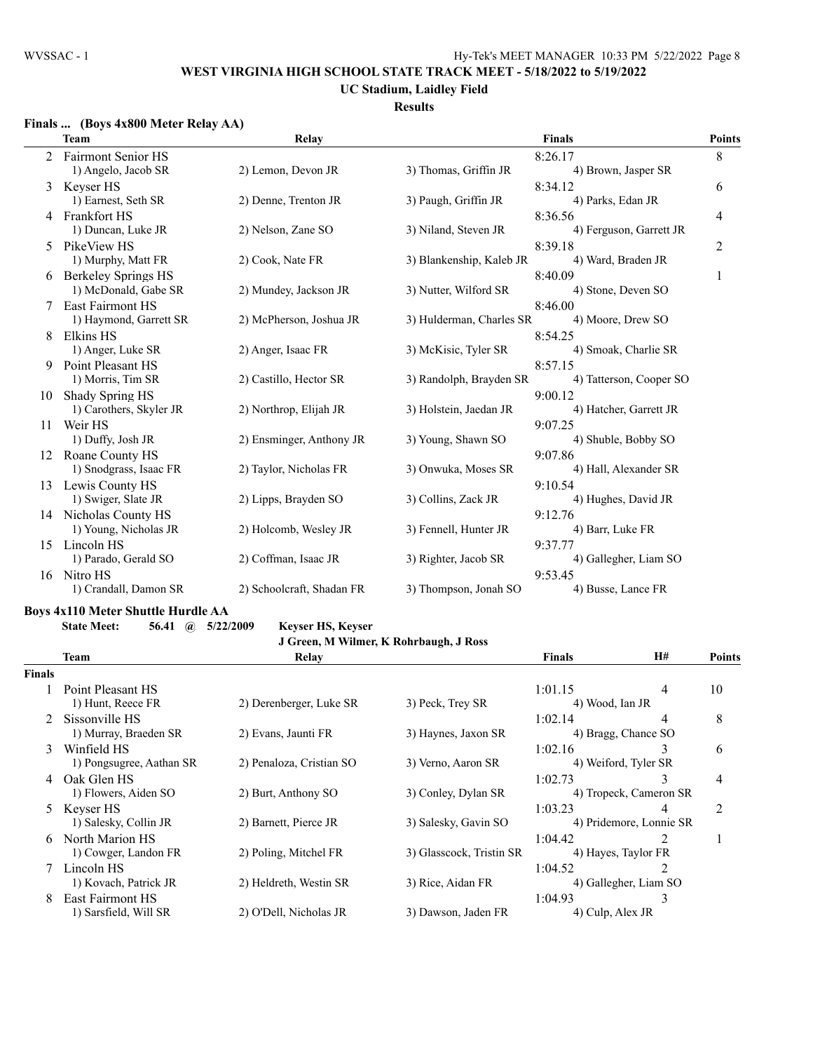## WEST VIRGINIA HIGH SCHOOL STATE TRACK MEET - 5/18/2022 to 5/19/2022

### UC Stadium, Laidley Field

### Results

**Finals ... (Boys 4x800 Meter Relay AA)**

| | Team | Relay | | Finals | Points |
|---|---|---|---|---|---|
| 2 | Fairmont Senior HS | | | 8:26.17 | 8 |
| | 1) Angelo, Jacob SR | 2) Lemon, Devon JR | 3) Thomas, Griffin JR | 4) Brown, Jasper SR | |
| 3 | Keyser HS | | | 8:34.12 | 6 |
| | 1) Earnest, Seth SR | 2) Denne, Trenton JR | 3) Paugh, Griffin JR | 4) Parks, Edan JR | |
| 4 | Frankfort HS | | | 8:36.56 | 4 |
| | 1) Duncan, Luke JR | 2) Nelson, Zane SO | 3) Niland, Steven JR | 4) Ferguson, Garrett JR | |
| 5 | PikeView HS | | | 8:39.18 | 2 |
| | 1) Murphy, Matt FR | 2) Cook, Nate FR | 3) Blankenship, Kaleb JR | 4) Ward, Braden JR | |
| 6 | Berkeley Springs HS | | | 8:40.09 | 1 |
| | 1) McDonald, Gabe SR | 2) Mundey, Jackson JR | 3) Nutter, Wilford SR | 4) Stone, Deven SO | |
| 7 | East Fairmont HS | | | 8:46.00 | |
| | 1) Haymond, Garrett SR | 2) McPherson, Joshua JR | 3) Hulderman, Charles SR | 4) Moore, Drew SO | |
| 8 | Elkins HS | | | 8:54.25 | |
| | 1) Anger, Luke SR | 2) Anger, Isaac FR | 3) McKisic, Tyler SR | 4) Smoak, Charlie SR | |
| 9 | Point Pleasant HS | | | 8:57.15 | |
| | 1) Morris, Tim SR | 2) Castillo, Hector SR | 3) Randolph, Brayden SR | 4) Tatterson, Cooper SO | |
| 10 | Shady Spring HS | | | 9:00.12 | |
| | 1) Carothers, Skyler JR | 2) Northrop, Elijah JR | 3) Holstein, Jaedan JR | 4) Hatcher, Garrett JR | |
| 11 | Weir HS | | | 9:07.25 | |
| | 1) Duffy, Josh JR | 2) Ensminger, Anthony JR | 3) Young, Shawn SO | 4) Shuble, Bobby SO | |
| 12 | Roane County HS | | | 9:07.86 | |
| | 1) Snodgrass, Isaac FR | 2) Taylor, Nicholas FR | 3) Onwuka, Moses SR | 4) Hall, Alexander SR | |
| 13 | Lewis County HS | | | 9:10.54 | |
| | 1) Swiger, Slate JR | 2) Lipps, Brayden SO | 3) Collins, Zack JR | 4) Hughes, David JR | |
| 14 | Nicholas County HS | | | 9:12.76 | |
| | 1) Young, Nicholas JR | 2) Holcomb, Wesley JR | 3) Fennell, Hunter JR | 4) Barr, Luke FR | |
| 15 | Lincoln HS | | | 9:37.77 | |
| | 1) Parado, Gerald SO | 2) Coffman, Isaac JR | 3) Righter, Jacob SR | 4) Gallegher, Liam SO | |
| 16 | Nitro HS | | | 9:53.45 | |
| | 1) Crandall, Damon SR | 2) Schoolcraft, Shadan FR | 3) Thompson, Jonah SO | 4) Busse, Lance FR | |

**Boys 4x110 Meter Shuttle Hurdle AA**

**State Meet: 56.41 @ 5/22/2009 Keyser HS, Keyser**
**J Green, M Wilmer, K Rohrbaugh, J Ross**

| | Team | Relay | | Finals | H# | Points |
|---|---|---|---|---|---|---|
| **Finals** | | | | | | |
| 1 | Point Pleasant HS | | | 1:01.15 | 4 | 10 |
| | 1) Hunt, Reece FR | 2) Derenberger, Luke SR | 3) Peck, Trey SR | 4) Wood, Ian JR | | |
| 2 | Sissonville HS | | | 1:02.14 | 4 | 8 |
| | 1) Murray, Braeden SR | 2) Evans, Jaunti FR | 3) Haynes, Jaxon SR | 4) Bragg, Chance SO | | |
| 3 | Winfield HS | | | 1:02.16 | 3 | 6 |
| | 1) Pongsugree, Aathan SR | 2) Penaloza, Cristian SO | 3) Verno, Aaron SR | 4) Weiford, Tyler SR | | |
| 4 | Oak Glen HS | | | 1:02.73 | 3 | 4 |
| | 1) Flowers, Aiden SO | 2) Burt, Anthony SO | 3) Conley, Dylan SR | 4) Tropeck, Cameron SR | | |
| 5 | Keyser HS | | | 1:03.23 | 4 | 2 |
| | 1) Salesky, Collin JR | 2) Barnett, Pierce JR | 3) Salesky, Gavin SO | 4) Pridemore, Lonnie SR | | |
| 6 | North Marion HS | | | 1:04.42 | 2 | 1 |
| | 1) Cowger, Landon FR | 2) Poling, Mitchel FR | 3) Glasscock, Tristin SR | 4) Hayes, Taylor FR | | |
| 7 | Lincoln HS | | | 1:04.52 | 2 | |
| | 1) Kovach, Patrick JR | 2) Heldreth, Westin SR | 3) Rice, Aidan FR | 4) Gallegher, Liam SO | | |
| 8 | East Fairmont HS | | | 1:04.93 | 3 | |
| | 1) Sarsfield, Will SR | 2) O'Dell, Nicholas JR | 3) Dawson, Jaden FR | 4) Culp, Alex JR | | |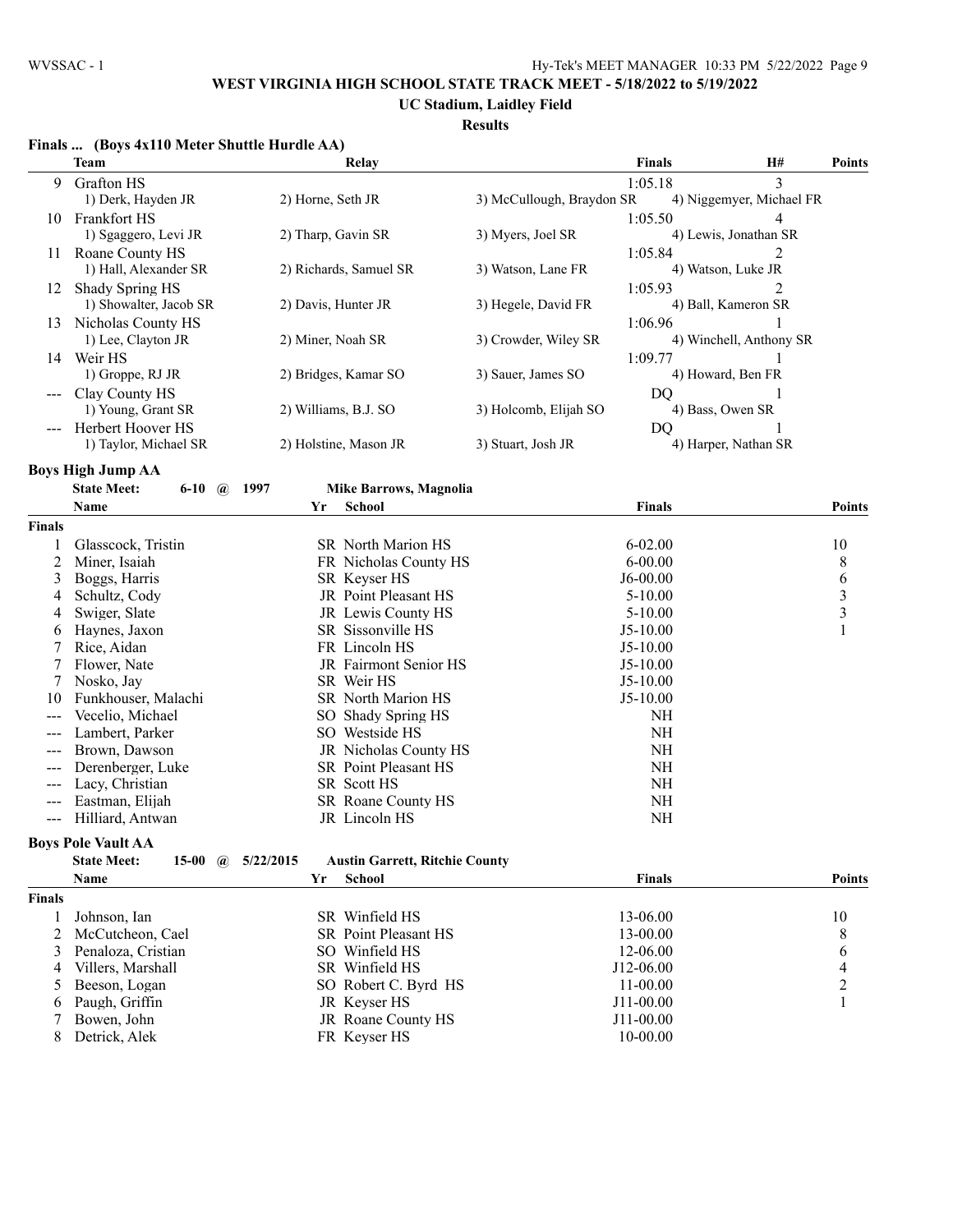## Finals ... (Boys 4x110 Meter Shuttle Hurdle AA)

| | Team | Relay | | | Finals | H# | Points |
|---|---|---|---|---|---|---|---|
| 9 | Grafton HS | | | | 1:05.18 | 3 | |
| | 1) Derk, Hayden JR | 2) Horne, Seth JR | 3) McCullough, Braydon SR | 4) Niggemyer, Michael FR | | | |
| 10 | Frankfort HS | | | | 1:05.50 | 4 | |
| | 1) Sgaggero, Levi JR | 2) Tharp, Gavin SR | 3) Myers, Joel SR | 4) Lewis, Jonathan SR | | | |
| 11 | Roane County HS | | | | 1:05.84 | 2 | |
| | 1) Hall, Alexander SR | 2) Richards, Samuel SR | 3) Watson, Lane FR | 4) Watson, Luke JR | | | |
| 12 | Shady Spring HS | | | | 1:05.93 | 2 | |
| | 1) Showalter, Jacob SR | 2) Davis, Hunter JR | 3) Hegele, David FR | 4) Ball, Kameron SR | | | |
| 13 | Nicholas County HS | | | | 1:06.96 | 1 | |
| | 1) Lee, Clayton JR | 2) Miner, Noah SR | 3) Crowder, Wiley SR | 4) Winchell, Anthony SR | | | |
| 14 | Weir HS | | | | 1:09.77 | 1 | |
| | 1) Groppe, RJ JR | 2) Bridges, Kamar SO | 3) Sauer, James SO | 4) Howard, Ben FR | | | |
| --- | Clay County HS | | | | DQ | 1 | |
| | 1) Young, Grant SR | 2) Williams, B.J. SO | 3) Holcomb, Elijah SO | 4) Bass, Owen SR | | | |
| --- | Herbert Hoover HS | | | | DQ | 1 | |
| | 1) Taylor, Michael SR | 2) Holstine, Mason JR | 3) Stuart, Josh JR | 4) Harper, Nathan SR | | | |

## Boys High Jump AA

State Meet: 6-10 @ 1997 Mike Barrows, Magnolia

| | Name | Yr | School | Finals | Points |
|---|---|---|---|---|---|
| **Finals** | | | | | |
| 1 | Glasscock, Tristin | SR | North Marion HS | 6-02.00 | 10 |
| 2 | Miner, Isaiah | FR | Nicholas County HS | 6-00.00 | 8 |
| 3 | Boggs, Harris | SR | Keyser HS | J6-00.00 | 6 |
| 4 | Schultz, Cody | JR | Point Pleasant HS | 5-10.00 | 3 |
| 4 | Swiger, Slate | JR | Lewis County HS | 5-10.00 | 3 |
| 6 | Haynes, Jaxon | SR | Sissonville HS | J5-10.00 | 1 |
| 7 | Rice, Aidan | FR | Lincoln HS | J5-10.00 | |
| 7 | Flower, Nate | JR | Fairmont Senior HS | J5-10.00 | |
| 7 | Nosko, Jay | SR | Weir HS | J5-10.00 | |
| 10 | Funkhouser, Malachi | SR | North Marion HS | J5-10.00 | |
| --- | Vecelio, Michael | SO | Shady Spring HS | NH | |
| --- | Lambert, Parker | SO | Westside HS | NH | |
| --- | Brown, Dawson | JR | Nicholas County HS | NH | |
| --- | Derenberger, Luke | SR | Point Pleasant HS | NH | |
| --- | Lacy, Christian | SR | Scott HS | NH | |
| --- | Eastman, Elijah | SR | Roane County HS | NH | |
| --- | Hilliard, Antwan | JR | Lincoln HS | NH | |

## Boys Pole Vault AA

State Meet: 15-00 @ 5/22/2015 Austin Garrett, Ritchie County

| | Name | Yr | School | Finals | Points |
|---|---|---|---|---|---|
| **Finals** | | | | | |
| 1 | Johnson, Ian | SR | Winfield HS | 13-06.00 | 10 |
| 2 | McCutcheon, Cael | SR | Point Pleasant HS | 13-00.00 | 8 |
| 3 | Penaloza, Cristian | SO | Winfield HS | 12-06.00 | 6 |
| 4 | Villers, Marshall | SR | Winfield HS | J12-06.00 | 4 |
| 5 | Beeson, Logan | SO | Robert C. Byrd HS | 11-00.00 | 2 |
| 6 | Paugh, Griffin | JR | Keyser HS | J11-00.00 | 1 |
| 7 | Bowen, John | JR | Roane County HS | J11-00.00 | |
| 8 | Detrick, Alek | FR | Keyser HS | 10-00.00 | |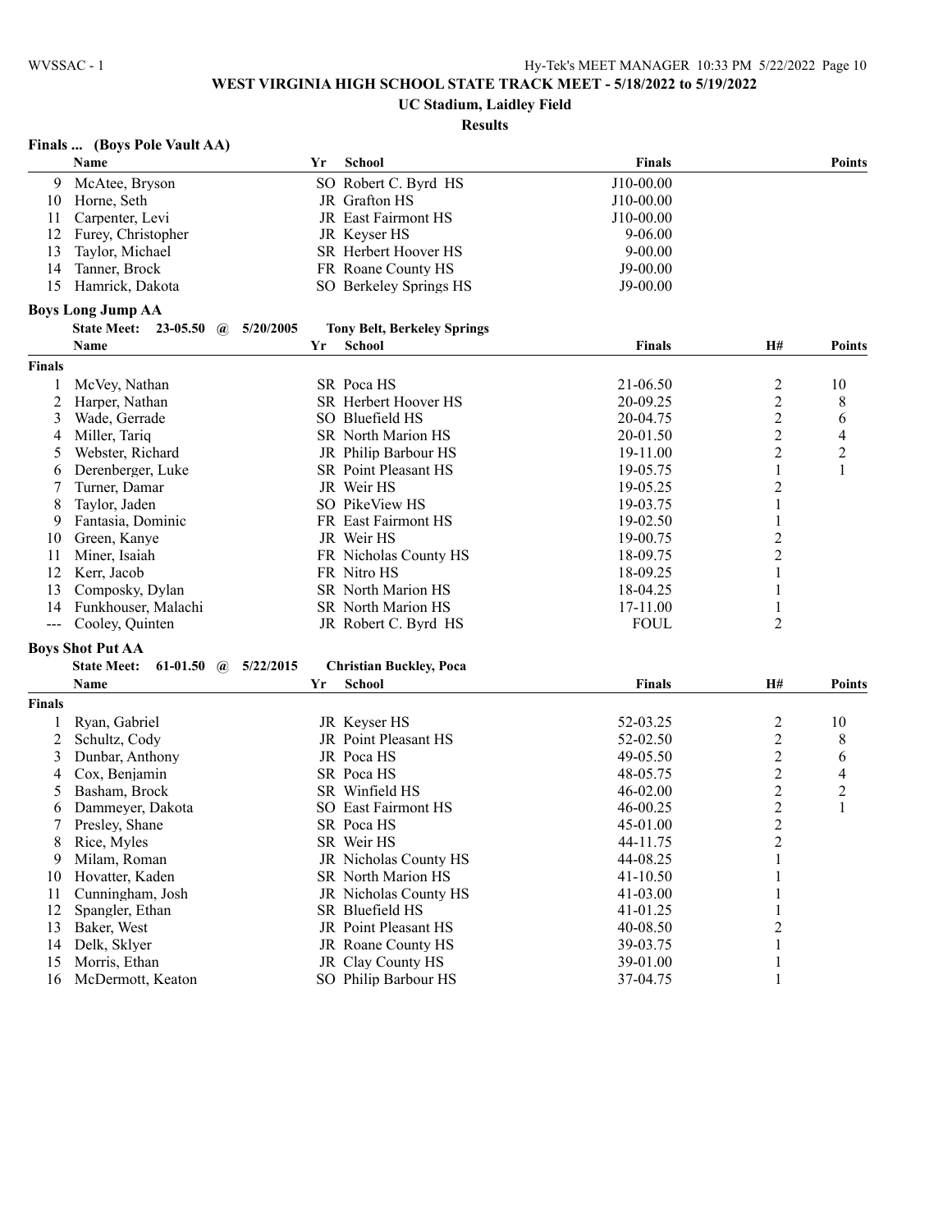# WEST VIRGINIA HIGH SCHOOL STATE TRACK MEET - 5/18/2022 to 5/19/2022

## UC Stadium, Laidley Field

### Results

**Finals ... (Boys Pole Vault AA)**

| | Name | Yr | School | Finals | Points |
|---|---|---|---|---|---|
| 9 | McAtee, Bryson | SO | Robert C. Byrd HS | J10-00.00 | |
| 10 | Horne, Seth | JR | Grafton HS | J10-00.00 | |
| 11 | Carpenter, Levi | JR | East Fairmont HS | J10-00.00 | |
| 12 | Furey, Christopher | JR | Keyser HS | 9-06.00 | |
| 13 | Taylor, Michael | SR | Herbert Hoover HS | 9-00.00 | |
| 14 | Tanner, Brock | FR | Roane County HS | J9-00.00 | |
| 15 | Hamrick, Dakota | SO | Berkeley Springs HS | J9-00.00 | |

**Boys Long Jump AA**

State Meet: 23-05.50 @ 5/20/2005 Tony Belt, Berkeley Springs

| | Name | Yr | School | Finals | H# | Points |
|---|---|---|---|---|---|---|
| **Finals** | | | | | | |
| 1 | McVey, Nathan | SR | Poca HS | 21-06.50 | 2 | 10 |
| 2 | Harper, Nathan | SR | Herbert Hoover HS | 20-09.25 | 2 | 8 |
| 3 | Wade, Gerrade | SO | Bluefield HS | 20-04.75 | 2 | 6 |
| 4 | Miller, Tariq | SR | North Marion HS | 20-01.50 | 2 | 4 |
| 5 | Webster, Richard | JR | Philip Barbour HS | 19-11.00 | 2 | 2 |
| 6 | Derenberger, Luke | SR | Point Pleasant HS | 19-05.75 | 1 | 1 |
| 7 | Turner, Damar | JR | Weir HS | 19-05.25 | 2 | |
| 8 | Taylor, Jaden | SO | PikeView HS | 19-03.75 | 1 | |
| 9 | Fantasia, Dominic | FR | East Fairmont HS | 19-02.50 | 1 | |
| 10 | Green, Kanye | JR | Weir HS | 19-00.75 | 2 | |
| 11 | Miner, Isaiah | FR | Nicholas County HS | 18-09.75 | 2 | |
| 12 | Kerr, Jacob | FR | Nitro HS | 18-09.25 | 1 | |
| 13 | Composky, Dylan | SR | North Marion HS | 18-04.25 | 1 | |
| 14 | Funkhouser, Malachi | SR | North Marion HS | 17-11.00 | 1 | |
| --- | Cooley, Quinten | JR | Robert C. Byrd HS | FOUL | 2 | |

**Boys Shot Put AA**

State Meet: 61-01.50 @ 5/22/2015 Christian Buckley, Poca

| | Name | Yr | School | Finals | H# | Points |
|---|---|---|---|---|---|---|
| **Finals** | | | | | | |
| 1 | Ryan, Gabriel | JR | Keyser HS | 52-03.25 | 2 | 10 |
| 2 | Schultz, Cody | JR | Point Pleasant HS | 52-02.50 | 2 | 8 |
| 3 | Dunbar, Anthony | JR | Poca HS | 49-05.50 | 2 | 6 |
| 4 | Cox, Benjamin | SR | Poca HS | 48-05.75 | 2 | 4 |
| 5 | Basham, Brock | SR | Winfield HS | 46-02.00 | 2 | 2 |
| 6 | Dammeyer, Dakota | SO | East Fairmont HS | 46-00.25 | 2 | 1 |
| 7 | Presley, Shane | SR | Poca HS | 45-01.00 | 2 | |
| 8 | Rice, Myles | SR | Weir HS | 44-11.75 | 2 | |
| 9 | Milam, Roman | JR | Nicholas County HS | 44-08.25 | 1 | |
| 10 | Hovatter, Kaden | SR | North Marion HS | 41-10.50 | 1 | |
| 11 | Cunningham, Josh | JR | Nicholas County HS | 41-03.00 | 1 | |
| 12 | Spangler, Ethan | SR | Bluefield HS | 41-01.25 | 1 | |
| 13 | Baker, West | JR | Point Pleasant HS | 40-08.50 | 2 | |
| 14 | Delk, Sklyer | JR | Roane County HS | 39-03.75 | 1 | |
| 15 | Morris, Ethan | JR | Clay County HS | 39-01.00 | 1 | |
| 16 | McDermott, Keaton | SO | Philip Barbour HS | 37-04.75 | 1 | |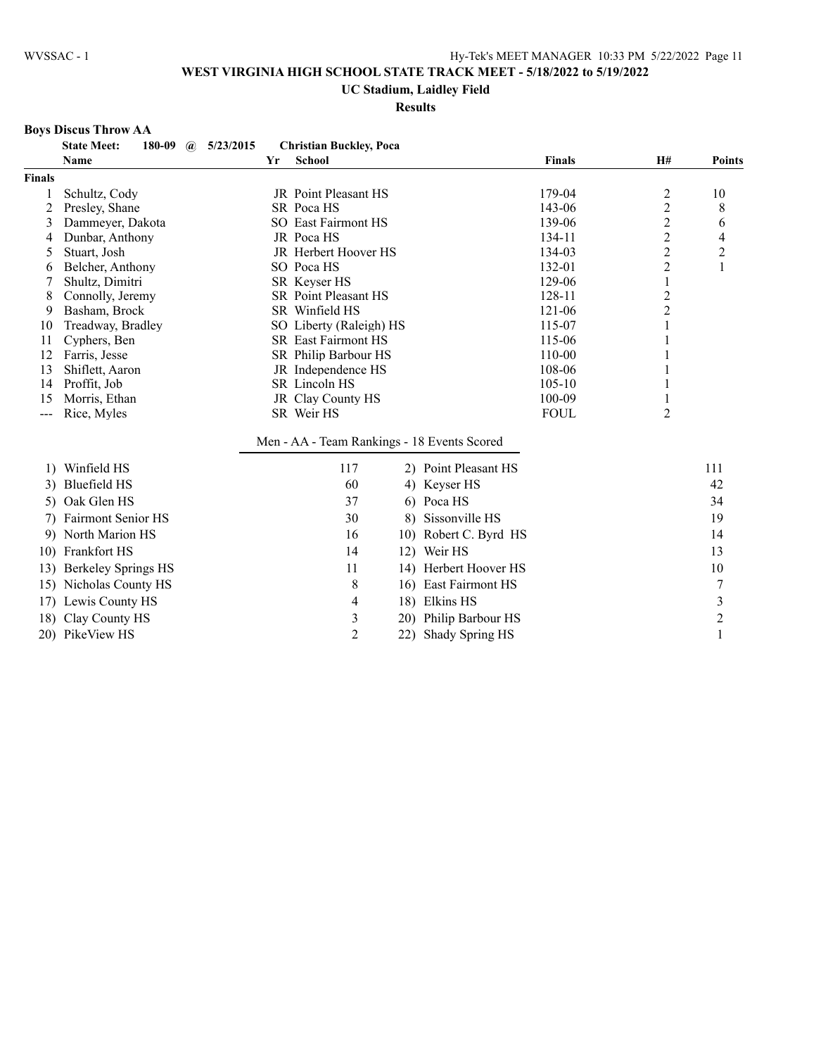# WEST VIRGINIA HIGH SCHOOL STATE TRACK MEET - 5/18/2022 to 5/19/2022

## UC Stadium, Laidley Field

### Results

**Boys Discus Throw AA**

**State Meet: 180-09 @ 5/23/2015 Christian Buckley, Poca**

| | Name | Yr | School | Finals | H# | Points |
|---|---|---|---|---|---|---|
| **Finals** | | | | | | |
| 1 | Schultz, Cody | JR | Point Pleasant HS | 179-04 | 2 | 10 |
| 2 | Presley, Shane | SR | Poca HS | 143-06 | 2 | 8 |
| 3 | Dammeyer, Dakota | SO | East Fairmont HS | 139-06 | 2 | 6 |
| 4 | Dunbar, Anthony | JR | Poca HS | 134-11 | 2 | 4 |
| 5 | Stuart, Josh | JR | Herbert Hoover HS | 134-03 | 2 | 2 |
| 6 | Belcher, Anthony | SO | Poca HS | 132-01 | 2 | 1 |
| 7 | Shultz, Dimitri | SR | Keyser HS | 129-06 | 1 | |
| 8 | Connolly, Jeremy | SR | Point Pleasant HS | 128-11 | 2 | |
| 9 | Basham, Brock | SR | Winfield HS | 121-06 | 2 | |
| 10 | Treadway, Bradley | SO | Liberty (Raleigh) HS | 115-07 | 1 | |
| 11 | Cyphers, Ben | SR | East Fairmont HS | 115-06 | 1 | |
| 12 | Farris, Jesse | SR | Philip Barbour HS | 110-00 | 1 | |
| 13 | Shiflett, Aaron | JR | Independence HS | 108-06 | 1 | |
| 14 | Proffit, Job | SR | Lincoln HS | 105-10 | 1 | |
| 15 | Morris, Ethan | JR | Clay County HS | 100-09 | 1 | |
| --- | Rice, Myles | SR | Weir HS | FOUL | 2 | |

**Men - AA - Team Rankings - 18 Events Scored**

| | | | | | |
|---|---|---|---|---|---|
| 1) | Winfield HS | 117 | 2) | Point Pleasant HS | 111 |
| 3) | Bluefield HS | 60 | 4) | Keyser HS | 42 |
| 5) | Oak Glen HS | 37 | 6) | Poca HS | 34 |
| 7) | Fairmont Senior HS | 30 | 8) | Sissonville HS | 19 |
| 9) | North Marion HS | 16 | 10) | Robert C. Byrd HS | 14 |
| 10) | Frankfort HS | 14 | 12) | Weir HS | 13 |
| 13) | Berkeley Springs HS | 11 | 14) | Herbert Hoover HS | 10 |
| 15) | Nicholas County HS | 8 | 16) | East Fairmont HS | 7 |
| 17) | Lewis County HS | 4 | 18) | Elkins HS | 3 |
| 18) | Clay County HS | 3 | 20) | Philip Barbour HS | 2 |
| 20) | PikeView HS | 2 | 22) | Shady Spring HS | 1 |